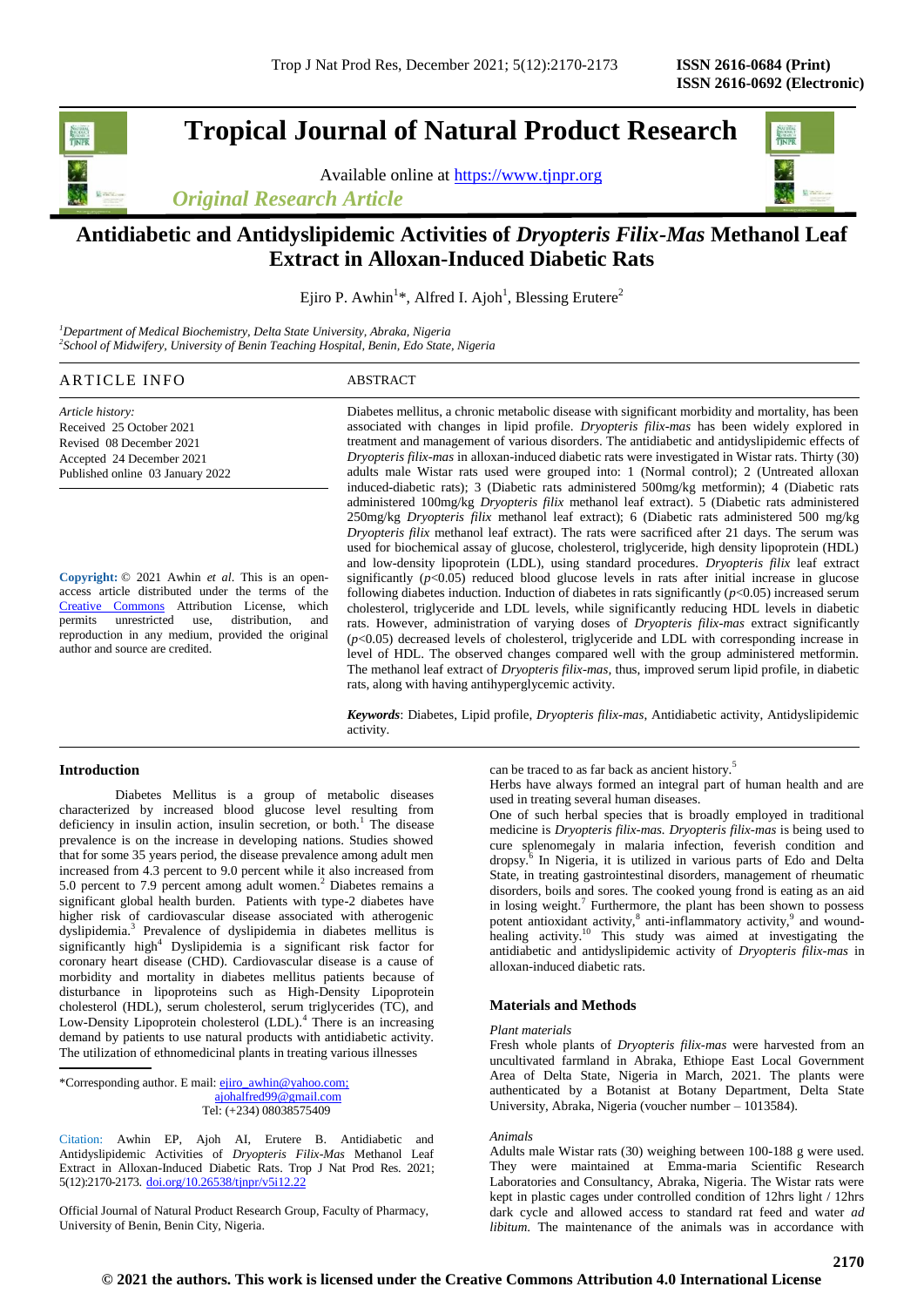# Tropical Journal of Natural Product Research

Available online at https://www.tjnpr.org

*Original Research Article*

## Antidiabetic and Antidyslipidemic Activities of *Dryopteris Filix-Mas* Methanol Leaf Extract in Alloxan-Induced Diabetic Rats

Ejiro P. Awhin[1]*, Alfred I. Ajoh[1], Blessing Erutere[2]

[1]*Department of Medical Biochemistry, Delta State University, Abraka, Nigeria*
[2]*School of Midwifery, University of Benin Teaching Hospital, Benin, Edo State, Nigeria*

### ARTICLE INFO

*Article history:*
Received 25 October 2021
Revised 08 December 2021
Accepted 24 December 2021
Published online 03 January 2022

**Copyright:** © 2021 Awhin *et al*. This is an open-access article distributed under the terms of the Creative Commons Attribution License, which permits unrestricted use, distribution, and reproduction in any medium, provided the original author and source are credited.

### ABSTRACT

Diabetes mellitus, a chronic metabolic disease with significant morbidity and mortality, has been associated with changes in lipid profile. *Dryopteris filix-mas* has been widely explored in treatment and management of various disorders. The antidiabetic and antidyslipidemic effects of *Dryopteris filix-mas* in alloxan-induced diabetic rats were investigated in Wistar rats. Thirty (30) adults male Wistar rats used were grouped into: 1 (Normal control); 2 (Untreated alloxan induced-diabetic rats); 3 (Diabetic rats administered 500mg/kg metformin); 4 (Diabetic rats administered 100mg/kg *Dryopteris filix* methanol leaf extract). 5 (Diabetic rats administered 250mg/kg *Dryopteris filix* methanol leaf extract); 6 (Diabetic rats administered 500 mg/kg *Dryopteris filix* methanol leaf extract). The rats were sacrificed after 21 days. The serum was used for biochemical assay of glucose, cholesterol, triglyceride, high density lipoprotein (HDL) and low-density lipoprotein (LDL), using standard procedures. *Dryopteris filix* leaf extract significantly ($p<0.05$) reduced blood glucose levels in rats after initial increase in glucose following diabetes induction. Induction of diabetes in rats significantly ($p<0.05$) increased serum cholesterol, triglyceride and LDL levels, while significantly reducing HDL levels in diabetic rats. However, administration of varying doses of *Dryopteris filix-mas* extract significantly ($p<0.05$) decreased levels of cholesterol, triglyceride and LDL with corresponding increase in level of HDL. The observed changes compared well with the group administered metformin. The methanol leaf extract of *Dryopteris filix-mas*, thus, improved serum lipid profile, in diabetic rats, along with having antihyperglycemic activity.

***Keywords***: Diabetes, Lipid profile, *Dryopteris filix-mas*, Antidiabetic activity, Antidyslipidemic activity.

### Introduction

Diabetes Mellitus is a group of metabolic diseases characterized by increased blood glucose level resulting from deficiency in insulin action, insulin secretion, or both.[1] The disease prevalence is on the increase in developing nations. Studies showed that for some 35 years period, the disease prevalence among adult men increased from 4.3 percent to 9.0 percent while it also increased from 5.0 percent to 7.9 percent among adult women.[2] Diabetes remains a significant global health burden. Patients with type-2 diabetes have higher risk of cardiovascular disease associated with atherogenic dyslipidemia.[3] Prevalence of dyslipidemia in diabetes mellitus is significantly high[4] Dyslipidemia is a significant risk factor for coronary heart disease (CHD). Cardiovascular disease is a cause of morbidity and mortality in diabetes mellitus patients because of disturbance in lipoproteins such as High-Density Lipoprotein cholesterol (HDL), serum cholesterol, serum triglycerides (TC), and Low-Density Lipoprotein cholesterol (LDL).[4] There is an increasing demand by patients to use natural products with antidiabetic activity. The utilization of ethnomedicinal plants in treating various illnesses can be traced to as far back as ancient history.[5]

Herbs have always formed an integral part of human health and are used in treating several human diseases.

One of such herbal species that is broadly employed in traditional medicine is *Dryopteris filix-mas. Dryopteris filix-mas* is being used to cure splenomegaly in malaria infection, feverish condition and dropsy.[6] In Nigeria, it is utilized in various parts of Edo and Delta State, in treating gastrointestinal disorders, management of rheumatic disorders, boils and sores. The cooked young frond is eating as an aid in losing weight.[7] Furthermore, the plant has been shown to possess potent antioxidant activity,[8] anti-inflammatory activity,[9] and wound-healing activity.[10] This study was aimed at investigating the antidiabetic and antidyslipidemic activity of *Dryopteris filix-mas* in alloxan-induced diabetic rats.

\*Corresponding author. E mail: ejiro_awhin@yahoo.com; ajohalfred99@gmail.com
Tel: (+234) 08038575409

Citation: Awhin EP, Ajoh AI, Erutere B. Antidiabetic and Antidyslipidemic Activities of *Dryopteris Filix-Mas* Methanol Leaf Extract in Alloxan-Induced Diabetic Rats. Trop J Nat Prod Res. 2021; 5(12):2170-2173. doi.org/10.26538/tjnpr/v5i12.22

Official Journal of Natural Product Research Group, Faculty of Pharmacy, University of Benin, Benin City, Nigeria.

### Materials and Methods

*Plant materials*

Fresh whole plants of *Dryopteris filix-mas* were harvested from an uncultivated farmland in Abraka, Ethiope East Local Government Area of Delta State, Nigeria in March, 2021. The plants were authenticated by a Botanist at Botany Department, Delta State University, Abraka, Nigeria (voucher number – 1013584).

*Animals*

Adults male Wistar rats (30) weighing between 100-188 g were used. They were maintained at Emma-maria Scientific Research Laboratories and Consultancy, Abraka, Nigeria. The Wistar rats were kept in plastic cages under controlled condition of 12hrs light / 12hrs dark cycle and allowed access to standard rat feed and water *ad libitum.* The maintenance of the animals was in accordance with

**© 2021 the authors. This work is licensed under the Creative Commons Attribution 4.0 International License**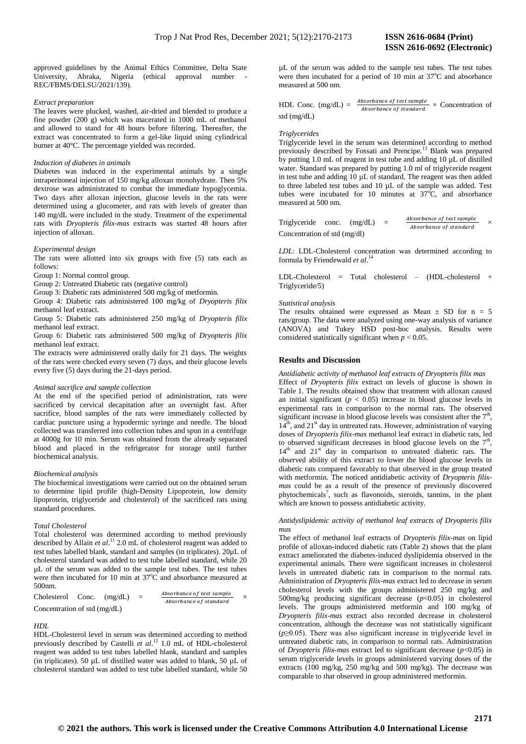approved guidelines by the Animal Ethics Committee, Delta State University, Abraka, Nigeria (ethical approval number - REC/FBMS/DELSU/2021/139).

*Extract preparation*

The leaves were plucked, washed, air-dried and blended to produce a fine powder (200 g) which was macerated in 1000 mL of methanol and allowed to stand for 48 hours before filtering. Thereafter, the extract was concentrated to form a gel-like liquid using cylindrical burner at 40°C. The percentage yielded was recorded.

*Induction of diabetes in animals*

Diabetes was induced in the experimental animals by a single intraperitoneal injection of 150 mg/kg alloxan monohydrate. Then 5% dextrose was administrated to combat the immediate hypoglycemia. Two days after alloxan injection, glucose levels in the rats were determined using a glucometer, and rats with levels of greater than 140 mg/dL were included in the study. Treatment of the experimental rats with *Dryopteris filix-mas* extracts was started 48 hours after injection of alloxan.

*Experimental design*

The rats were allotted into six groups with five (5) rats each as follows:

Group 1: Normal control group.

Group 2: Untreated Diabetic rats (negative control)

Group 3: Diabetic rats administered 500 mg/kg of metformin.

Group 4: Diabetic rats administered 100 mg/kg of *Dryopteris filix* methanol leaf extract.

Group 5: Diabetic rats administered 250 mg/kg of *Dryopteris filix* methanol leaf extract.

Group 6: Diabetic rats administered 500 mg/kg of *Dryopteris filix* methanol leaf extract.

The extracts were administered orally daily for 21 days. The weights of the rats were checked every seven (7) days, and their glucose levels every five (5) days during the 21-days period.

*Animal sacrifice and sample collection*

At the end of the specified period of administration, rats were sacrificed by cervical decapitation after an overnight fast. After sacrifice, blood samples of the rats were immediately collected by cardiac puncture using a hypodermic syringe and needle. The blood collected was transferred into collection tubes and spun in a centrifuge at 4000g for 10 min. Serum was obtained from the already separated blood and placed in the refrigerator for storage until further biochemical analysis.

*Biochemical analysis*

The biochemical investigations were carried out on the obtained serum to determine lipid profile (high-Density Lipoprotein, low density lipoprotein, triglyceride and cholesterol) of the sacrificed rats using standard procedures.

*Total Cholesterol*

Total cholesterol was determined according to method previously described by Allain *et al*.[11] 2.0 mL of cholesterol reagent was added to test tubes labelled blank, standard and samples (in triplicates). 20µL of cholesterol standard was added to test tube labelled standard, while 20 µL of the serum was added to the sample test tubes. The test tubes were then incubated for 10 min at 37°C and absorbance measured at 500nm.

$$\text{Cholesterol Conc. (mg/dL)} = \frac{\text{Absorbance of test sample}}{\text{Absorbance of standard}} \times \text{Concentration of std (mg/dL)}$$

*HDL*

HDL-Cholesterol level in serum was determined according to method previously described by Castelli *et al*.[12] 1.0 mL of HDL-cholesterol reagent was added to test tubes labelled blank, standard and samples (in triplicates). 50 µL of distilled water was added to blank, 50 µL of cholesterol standard was added to test tube labelled standard, while 50 µL of the serum was added to the sample test tubes. The test tubes were then incubated for a period of 10 min at 37°C and absorbance measured at 500 nm.

$$\text{HDL Conc. (mg/dL)} = \frac{\text{Absorbance of test sample}}{\text{Absorbance of standard}} \times \text{Concentration of std (mg/dL)}$$

*Triglycerides*

Triglyceride level in the serum was determined according to method previously described by Fossati and Prencipe.[13] Blank was prepared by putting 1.0 mL of reagent in test tube and adding 10 µL of distilled water. Standard was prepared by putting 1.0 ml of triglyceride reagent in test tube and adding 10 µL of standard. The reagent was then added to three labeled test tubes and 10 µL of the sample was added. Test tubes were incubated for 10 minutes at 37°C, and absorbance measured at 500 nm.

$$\text{Triglyceride conc. (mg/dL)} = \frac{\text{Absorbance of test sample}}{\text{Absorbance of standard}} \times \text{Concentration of std (mg/dl)}$$

*LDL*: LDL-Cholesterol concentration was determined according to formula by Friendewald *et al*.[14]

$$\text{LDL-Cholesterol} = \text{Total cholesterol} - (\text{HDL-cholesterol} + \text{Triglyceride}/5)$$

*Statistical analysis*

The results obtained were expressed as Mean ± SD for n = 5 rats/group. The data were analyzed using one-way analysis of variance (ANOVA) and Tukey HSD post-hoc analysis. Results were considered statistically significant when $p < 0.05$.

## Results and Discussion

*Antidiabetic activity of methanol leaf extracts of Dryopteris filix mas*

Effect of *Dryopteris filix* extract on levels of glucose is shown in Table 1. The results obtained show that treatment with alloxan caused an initial significant ($p < 0.05$) increase in blood glucose levels in experimental rats in comparison to the normal rats. The observed significant increase in blood glucose levels was consistent after the 7th, 14th, and 21st day in untreated rats. However, administration of varying doses of *Dryopteris filix-mas* methanol leaf extract in diabetic rats, led to observed significant decreases in blood glucose levels on the 7th, 14th and 21st day in comparison to untreated diabetic rats. The observed ability of this extract to lower the blood glucose levels in diabetic rats compared favorably to that observed in the group treated with metformin. The noticed antidiabetic activity of *Dryopteris filix-mas* could be as a result of the presence of previously discovered phytochemicals[7], such as flavonoids, steroids, tannins, in the plant which are known to possess antidiabetic activity.

*Antidyslipidemic activity of methanol leaf extracts of Dryopteris filix mas*

The effect of methanol leaf extracts of *Dryopteris filix-mas* on lipid profile of alloxan-induced diabetic rats (Table 2) shows that the plant extract ameliorated the diabetes-induced dyslipidemia observed in the experimental animals. There were significant increases in cholesterol levels in untreated diabetic rats in comparison to the normal rats. Administration of *Dryopteris filix-mas* extract led to decrease in serum cholesterol levels with the groups administered 250 mg/kg and 500mg/kg producing significant decrease ($p<0.05$) in cholesterol levels. The groups administered metformin and 100 mg/kg of *Dryopteris filix-mas* extract also recorded decrease in cholesterol concentration, although the decrease was not statistically significant ($p\geq0.05$). There was also significant increase in triglyceride level in untreated diabetic rats, in comparison to normal rats. Administration of *Dryopteris filix-mas* extract led to significant decrease ($p<0.05$) in serum triglyceride levels in groups administered varying doses of the extracts (100 mg/kg, 250 mg/kg and 500 mg/kg). The decrease was comparable to that observed in group administered metformin.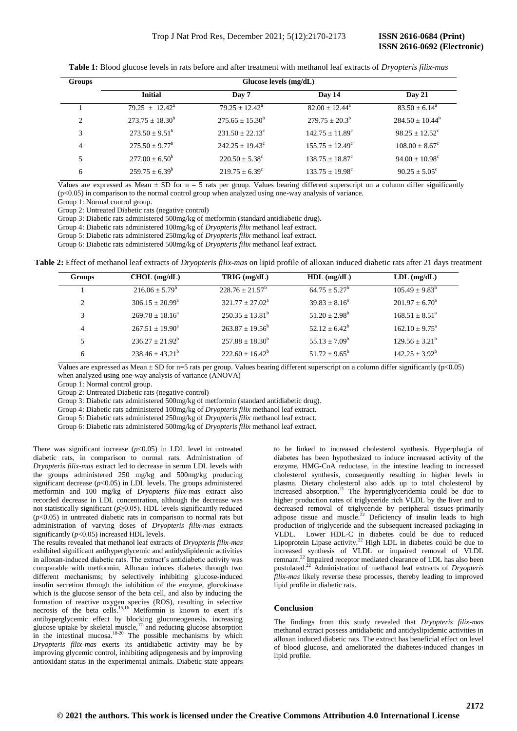**Table 1:** Blood glucose levels in rats before and after treatment with methanol leaf extracts of *Dryopteris filix-mas*

| Groups | Glucose levels (mg/dL) | | | |
|---|---|---|---|---|
| | Initial | Day 7 | Day 14 | Day 21 |
| 1 | $79.25 \pm 12.42^a$ | $79.25 \pm 12.42^a$ | $82.00 \pm 12.44^a$ | $83.50 \pm 6.14^a$ |
| 2 | $273.75 \pm 18.30^b$ | $275.65 \pm 15.30^b$ | $279.75 \pm 20.3^b$ | $284.50 \pm 10.44^b$ |
| 3 | $273.50 \pm 9.51^b$ | $231.50 \pm 22.13^c$ | $142.75 \pm 11.89^c$ | $98.25 \pm 12.52^c$ |
| 4 | $275.50 \pm 9.77^b$ | $242.25 \pm 19.43^c$ | $155.75 \pm 12.49^c$ | $108.00 \pm 8.67^c$ |
| 5 | $277.00 \pm 6.50^b$ | $220.50 \pm 5.38^c$ | $138.75 \pm 18.87^c$ | $94.00 \pm 10.98^c$ |
| 6 | $259.75 \pm 6.39^b$ | $219.75 \pm 6.39^c$ | $133.75 \pm 19.98^c$ | $90.25 \pm 5.05^c$ |

Values are expressed as Mean ± SD for n = 5 rats per group. Values bearing different superscript on a column differ significantly ($p<0.05$) in comparison to the normal control group when analyzed using one-way analysis of variance.

Group 1: Normal control group.

Group 2: Untreated Diabetic rats (negative control)

Group 3: Diabetic rats administered 500mg/kg of metformin (standard antidiabetic drug).

Group 4: Diabetic rats administered 100mg/kg of *Dryopteris filix* methanol leaf extract.

Group 5: Diabetic rats administered 250mg/kg of *Dryopteris filix* methanol leaf extract.

Group 6: Diabetic rats administered 500mg/kg of *Dryopteris filix* methanol leaf extract.

**Table 2:** Effect of methanol leaf extracts of *Dryopteris filix-mas* on lipid profile of alloxan induced diabetic rats after 21 days treatment

| Groups | CHOL (mg/dL) | TRIG (mg/dL) | HDL (mg/dL) | LDL (mg/dL) |
|---|---|---|---|---|
| 1 | $216.06 \pm 5.79^b$ | $228.76 \pm 21.57^b$ | $64.75 \pm 5.27^b$ | $105.49 \pm 9.83^b$ |
| 2 | $306.15 \pm 20.99^a$ | $321.77 \pm 27.02^a$ | $39.83 \pm 8.16^a$ | $201.97 \pm 6.70^a$ |
| 3 | $269.78 \pm 18.16^a$ | $250.35 \pm 13.81^b$ | $51.20 \pm 2.98^b$ | $168.51 \pm 8.51^a$ |
| 4 | $267.51 \pm 19.90^a$ | $263.87 \pm 19.56^b$ | $52.12 \pm 6.42^b$ | $162.10 \pm 9.75^a$ |
| 5 | $236.27 \pm 21.92^b$ | $257.88 \pm 18.30^b$ | $55.13 \pm 7.09^b$ | $129.56 \pm 3.21^b$ |
| 6 | $238.46 \pm 43.21^b$ | $222.60 \pm 16.42^b$ | $51.72 \pm 9.65^b$ | $142.25 \pm 3.92^b$ |

Values are expressed as Mean ± SD for n=5 rats per group. Values bearing different superscript on a column differ significantly ($p<0.05$) when analyzed using one-way analysis of variance (ANOVA)

Group 1: Normal control group.

Group 2: Untreated Diabetic rats (negative control)

Group 3: Diabetic rats administered 500mg/kg of metformin (standard antidiabetic drug).

Group 4: Diabetic rats administered 100mg/kg of *Dryopteris filix* methanol leaf extract.

Group 5: Diabetic rats administered 250mg/kg of *Dryopteris filix* methanol leaf extract.

Group 6: Diabetic rats administered 500mg/kg of *Dryopteris filix* methanol leaf extract.

There was significant increase ($p<0.05$) in LDL level in untreated diabetic rats, in comparison to normal rats. Administration of *Dryopteris filix-mas* extract led to decrease in serum LDL levels with the groups administered 250 mg/kg and 500mg/kg producing significant decrease ($p<0.05$) in LDL levels. The groups administered metformin and 100 mg/kg of *Dryopteris filix-mas* extract also recorded decrease in LDL concentration, although the decrease was not statistically significant ($p\geq0.05$). HDL levels significantly reduced ($p<0.05$) in untreated diabetic rats in comparison to normal rats but administration of varying doses of *Dryopteris filix-mas* extracts significantly ($p<0.05$) increased HDL levels.

The results revealed that methanol leaf extracts of *Dryopteris filix-mas* exhibited significant antihyperglycemic and antidyslipidemic activities in alloxan-induced diabetic rats. The extract's antidiabetic activity was comparable with metformin. Alloxan induces diabetes through two different mechanisms; by selectively inhibiting glucose-induced insulin secretion through the inhibition of the enzyme, glucokinase which is the glucose sensor of the beta cell, and also by inducing the formation of reactive oxygen species (ROS), resulting in selective necrosis of the beta cells.[15,16] Metformin is known to exert it's antihyperglycemic effect by blocking gluconeogenesis, increasing glucose uptake by skeletal muscle,[17] and reducing glucose absorption in the intestinal mucosa.[18-20] The possible mechanisms by which *Dryopteris filix-mas* exerts its antidiabetic activity may be by improving glycemic control, inhibiting adipogenesis and by improving antioxidant status in the experimental animals. Diabetic state appears to be linked to increased cholesterol synthesis. Hyperphagia of diabetes has been hypothesized to induce increased activity of the enzyme, HMG-CoA reductase, in the intestine leading to increased cholesterol synthesis, consequently resulting in higher levels in plasma. Dietary cholesterol also adds up to total cholesterol by increased absorption.[21] The hypertriglyceridemia could be due to higher production rates of triglyceride rich VLDL by the liver and to decreased removal of triglyceride by peripheral tissues-primarily adipose tissue and muscle.[22] Deficiency of insulin leads to high production of triglyceride and the subsequent increased packaging in VLDL. Lower HDL-C in diabetes could be due to reduced Lipoprotein Lipase activity.[22] High LDL in diabetes could be due to increased synthesis of VLDL or impaired removal of VLDL remnant.[22] Impaired receptor mediated clearance of LDL has also been postulated.[22] Administration of methanol leaf extracts of *Dryopteris filix-mas* likely reverse these processes, thereby leading to improved lipid profile in diabetic rats.

## Conclusion

The findings from this study revealed that *Dryopteris filix-mas* methanol extract possess antidiabetic and antidyslipidemic activities in alloxan induced diabetic rats. The extract has beneficial effect on level of blood glucose, and ameliorated the diabetes-induced changes in lipid profile.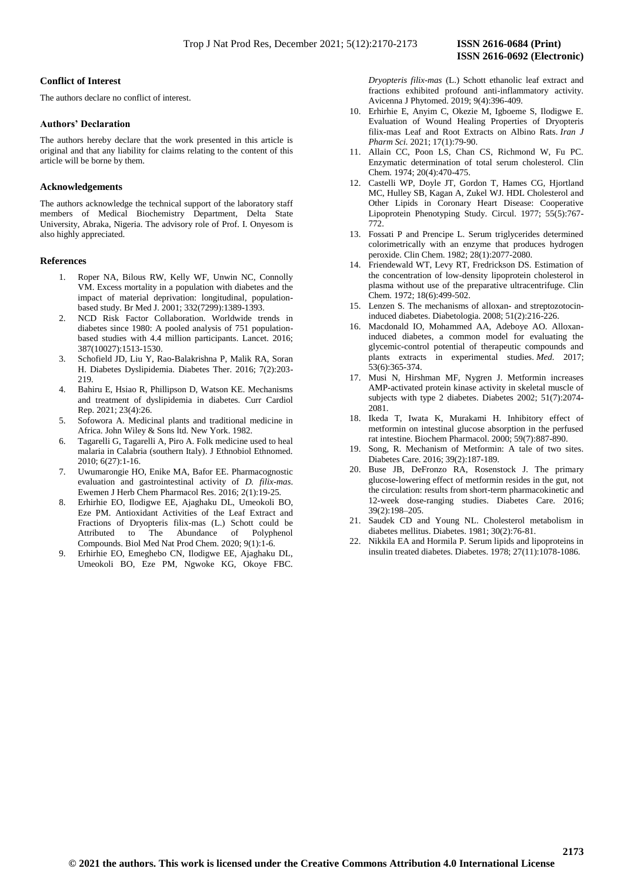## Conflict of Interest

The authors declare no conflict of interest.

## Authors' Declaration

The authors hereby declare that the work presented in this article is original and that any liability for claims relating to the content of this article will be borne by them.

## Acknowledgements

The authors acknowledge the technical support of the laboratory staff members of Medical Biochemistry Department, Delta State University, Abraka, Nigeria. The advisory role of Prof. I. Onyesom is also highly appreciated.

## References

1. Roper NA, Bilous RW, Kelly WF, Unwin NC, Connolly VM. Excess mortality in a population with diabetes and the impact of material deprivation: longitudinal, population-based study. Br Med J. 2001; 332(7299):1389-1393.
2. NCD Risk Factor Collaboration. Worldwide trends in diabetes since 1980: A pooled analysis of 751 population-based studies with 4.4 million participants. Lancet. 2016; 387(10027):1513-1530.
3. Schofield JD, Liu Y, Rao-Balakrishna P, Malik RA, Soran H. Diabetes Dyslipidemia. Diabetes Ther. 2016; 7(2):203-219.
4. Bahiru E, Hsiao R, Phillipson D, Watson KE. Mechanisms and treatment of dyslipidemia in diabetes. Curr Cardiol Rep. 2021; 23(4):26.
5. Sofowora A. Medicinal plants and traditional medicine in Africa. John Wiley & Sons ltd. New York. 1982.
6. Tagarelli G, Tagarelli A, Piro A. Folk medicine used to heal malaria in Calabria (southern Italy). J Ethnobiol Ethnomed. 2010; 6(27):1-16.
7. Uwumarongie HO, Enike MA, Bafor EE. Pharmacognostic evaluation and gastrointestinal activity of *D. filix-mas*. Ewemen J Herb Chem Pharmacol Res. 2016; 2(1):19-25.
8. Erhirhie EO, Ilodigwe EE, Ajaghaku DL, Umeokoli BO, Eze PM. Antioxidant Activities of the Leaf Extract and Fractions of Dryopteris filix-mas (L.) Schott could be Attributed to The Abundance of Polyphenol Compounds. Biol Med Nat Prod Chem. 2020; 9(1):1-6.
9. Erhirhie EO, Emeghebo CN, Ilodigwe EE, Ajaghaku DL, Umeokoli BO, Eze PM, Ngwoke KG, Okoye FBC. *Dryopteris filix-mas* (L.) Schott ethanolic leaf extract and fractions exhibited profound anti-inflammatory activity. Avicenna J Phytomed. 2019; 9(4):396-409.
10. Erhirhie E, Anyim C, Okezie M, Igboeme S, Ilodigwe E. Evaluation of Wound Healing Properties of Dryopteris filix-mas Leaf and Root Extracts on Albino Rats. *Iran J Pharm Sci.* 2021; 17(1):79-90.
11. Allain CC, Poon LS, Chan CS, Richmond W, Fu PC. Enzymatic determination of total serum cholesterol. Clin Chem. 1974; 20(4):470-475.
12. Castelli WP, Doyle JT, Gordon T, Hames CG, Hjortland MC, Hulley SB, Kagan A, Zukel WJ. HDL Cholesterol and Other Lipids in Coronary Heart Disease: Cooperative Lipoprotein Phenotyping Study. Circul. 1977; 55(5):767-772.
13. Fossati P and Prencipe L. Serum triglycerides determined colorimetrically with an enzyme that produces hydrogen peroxide. Clin Chem. 1982; 28(1):2077-2080.
14. Friendewald WT, Levy RT, Fredrickson DS. Estimation of the concentration of low-density lipoprotein cholesterol in plasma without use of the preparative ultracentrifuge. Clin Chem. 1972; 18(6):499-502.
15. Lenzen S. The mechanisms of alloxan- and streptozotocin-induced diabetes. Diabetologia. 2008; 51(2):216-226.
16. Macdonald IO, Mohammed AA, Adeboye AO. Alloxan-induced diabetes, a common model for evaluating the glycemic-control potential of therapeutic compounds and plants extracts in experimental studies. *Med.* 2017; 53(6):365-374.
17. Musi N, Hirshman MF, Nygren J. Metformin increases AMP-activated protein kinase activity in skeletal muscle of subjects with type 2 diabetes. Diabetes 2002; 51(7):2074-2081.
18. Ikeda T, Iwata K, Murakami H. Inhibitory effect of metformin on intestinal glucose absorption in the perfused rat intestine. Biochem Pharmacol. 2000; 59(7):887-890.
19. Song, R. Mechanism of Metformin: A tale of two sites. Diabetes Care. 2016; 39(2):187-189.
20. Buse JB, DeFronzo RA, Rosenstock J. The primary glucose-lowering effect of metformin resides in the gut, not the circulation: results from short-term pharmacokinetic and 12-week dose-ranging studies. Diabetes Care. 2016; 39(2):198–205.
21. Saudek CD and Young NL. Cholesterol metabolism in diabetes mellitus. Diabetes. 1981; 30(2):76-81.
22. Nikkila EA and Hormila P. Serum lipids and lipoproteins in insulin treated diabetes. Diabetes. 1978; 27(11):1078-1086.

**© 2021 the authors. This work is licensed under the Creative Commons Attribution 4.0 International License**